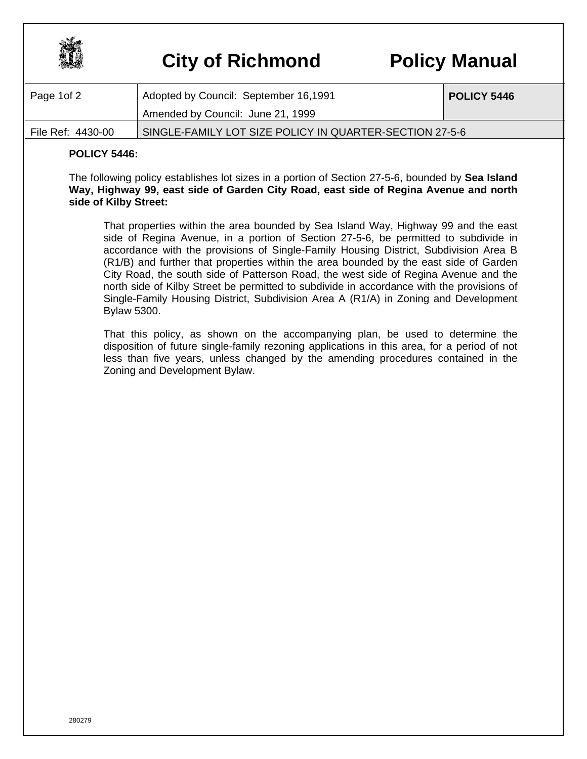# City of Richmond Policy Manual

| Page 1of 2 | Adopted by Council: September 16,1991<br>Amended by Council: June 21, 1999 | **POLICY 5446** |
|---|---|---|
| File Ref: 4430-00 | SINGLE-FAMILY LOT SIZE POLICY IN QUARTER-SECTION 27-5-6 | |

**POLICY 5446:**

The following policy establishes lot sizes in a portion of Section 27-5-6, bounded by **Sea Island Way, Highway 99, east side of Garden City Road, east side of Regina Avenue and north side of Kilby Street:**

> That properties within the area bounded by Sea Island Way, Highway 99 and the east side of Regina Avenue, in a portion of Section 27-5-6, be permitted to subdivide in accordance with the provisions of Single-Family Housing District, Subdivision Area B (R1/B) and further that properties within the area bounded by the east side of Garden City Road, the south side of Patterson Road, the west side of Regina Avenue and the north side of Kilby Street be permitted to subdivide in accordance with the provisions of Single-Family Housing District, Subdivision Area A (R1/A) in Zoning and Development Bylaw 5300.
>
> That this policy, as shown on the accompanying plan, be used to determine the disposition of future single-family rezoning applications in this area, for a period of not less than five years, unless changed by the amending procedures contained in the Zoning and Development Bylaw.

280279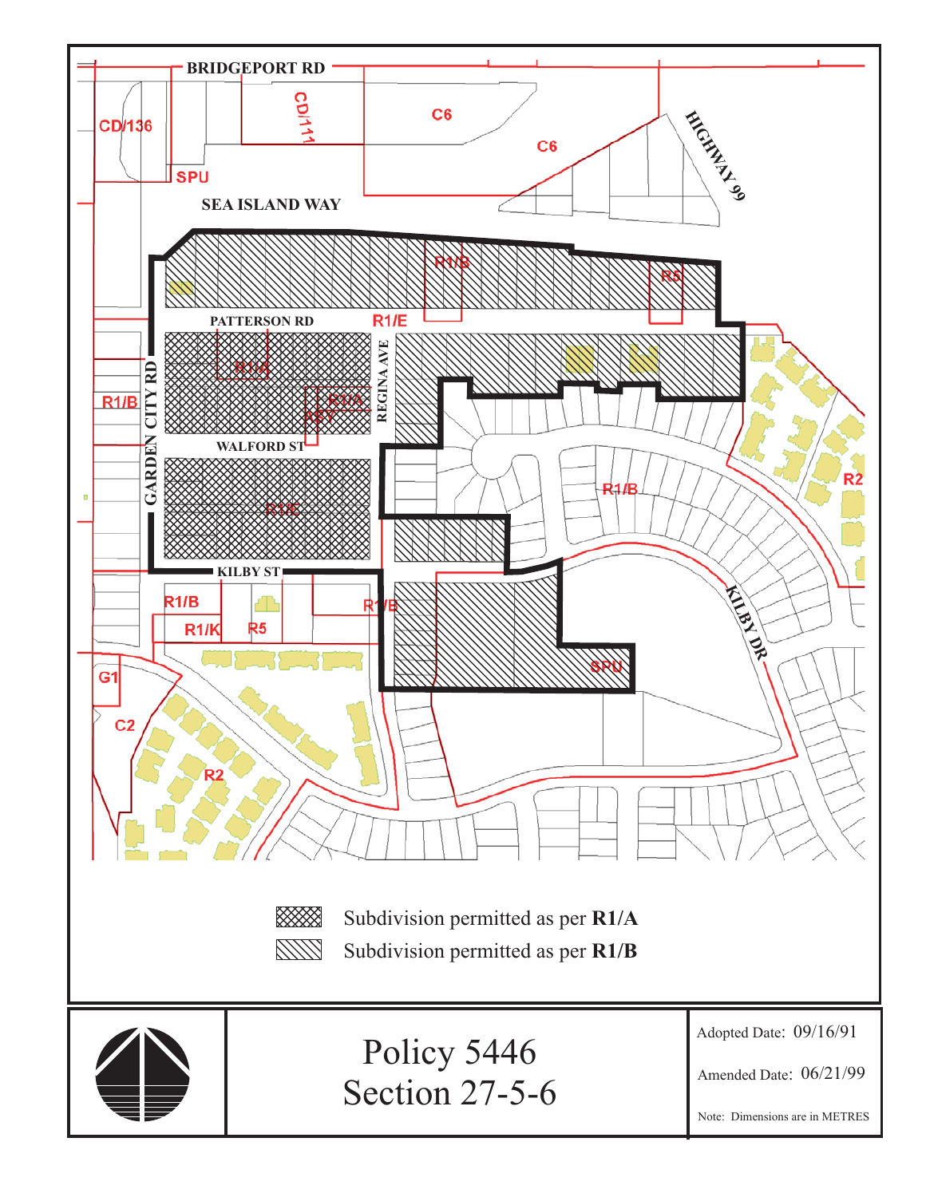BRIDGEPORT RD

CD/136

CD/111

C6

C6

HIGHWAY 99

SPU

SEA ISLAND WAY

R1/B

R5

PATTERSON RD

R1/E

R1/A

R1/A

RS7

R1/B

REGINA AVE

GARDEN CITY RD

WALFORD ST

R1/B

R1/E

R2

KILBY ST

R1/B

R1/K

R5

R1/B

KILBY DR

SPU

G1

C2

R2

Subdivision permitted as per **R1/A**

Subdivision permitted as per **R1/B**

# Policy 5446
# Section 27-5-6

Adopted Date: 09/16/91

Amended Date: 06/21/99

Note: Dimensions are in METRES